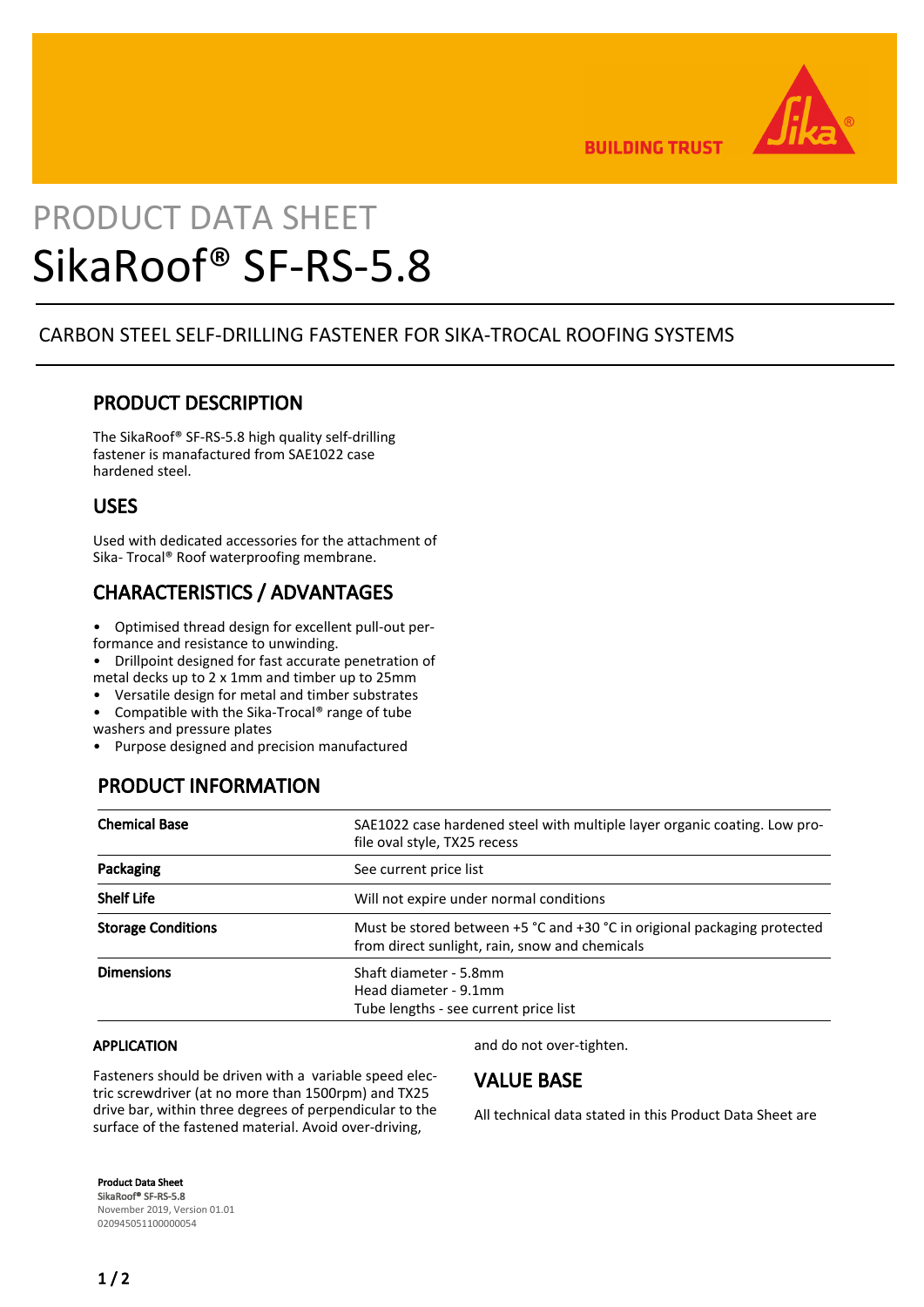# PRODUCT DATA SHEET
# SikaRoof® SF-RS-5.8

CARBON STEEL SELF-DRILLING FASTENER FOR SIKA-TROCAL ROOFING SYSTEMS

## PRODUCT DESCRIPTION

The SikaRoof® SF-RS-5.8 high quality self-drilling fastener is manafactured from SAE1022 case hardened steel.

## USES

Used with dedicated accessories for the attachment of Sika- Trocal® Roof waterproofing membrane.

## CHARACTERISTICS / ADVANTAGES

- Optimised thread design for excellent pull-out performance and resistance to unwinding.
- Drillpoint designed for fast accurate penetration of metal decks up to 2 x 1mm and timber up to 25mm
- Versatile design for metal and timber substrates
- Compatible with the Sika-Trocal® range of tube washers and pressure plates
- Purpose designed and precision manufactured

## PRODUCT INFORMATION

| | |
|---|---|
| **Chemical Base** | SAE1022 case hardened steel with multiple layer organic coating. Low profile oval style, TX25 recess |
| **Packaging** | See current price list |
| **Shelf Life** | Will not expire under normal conditions |
| **Storage Conditions** | Must be stored between +5 °C and +30 °C in origional packaging protected from direct sunlight, rain, snow and chemicals |
| **Dimensions** | Shaft diameter - 5.8mm<br>Head diameter - 9.1mm<br>Tube lengths - see current price list |

### APPLICATION

Fasteners should be driven with a variable speed electric screwdriver (at no more than 1500rpm) and TX25 drive bar, within three degrees of perpendicular to the surface of the fastened material. Avoid over-driving, and do not over-tighten.

## VALUE BASE

All technical data stated in this Product Data Sheet are

**Product Data Sheet**
**SikaRoof® SF-RS-5.8**
November 2019, Version 01.01
020945051100000054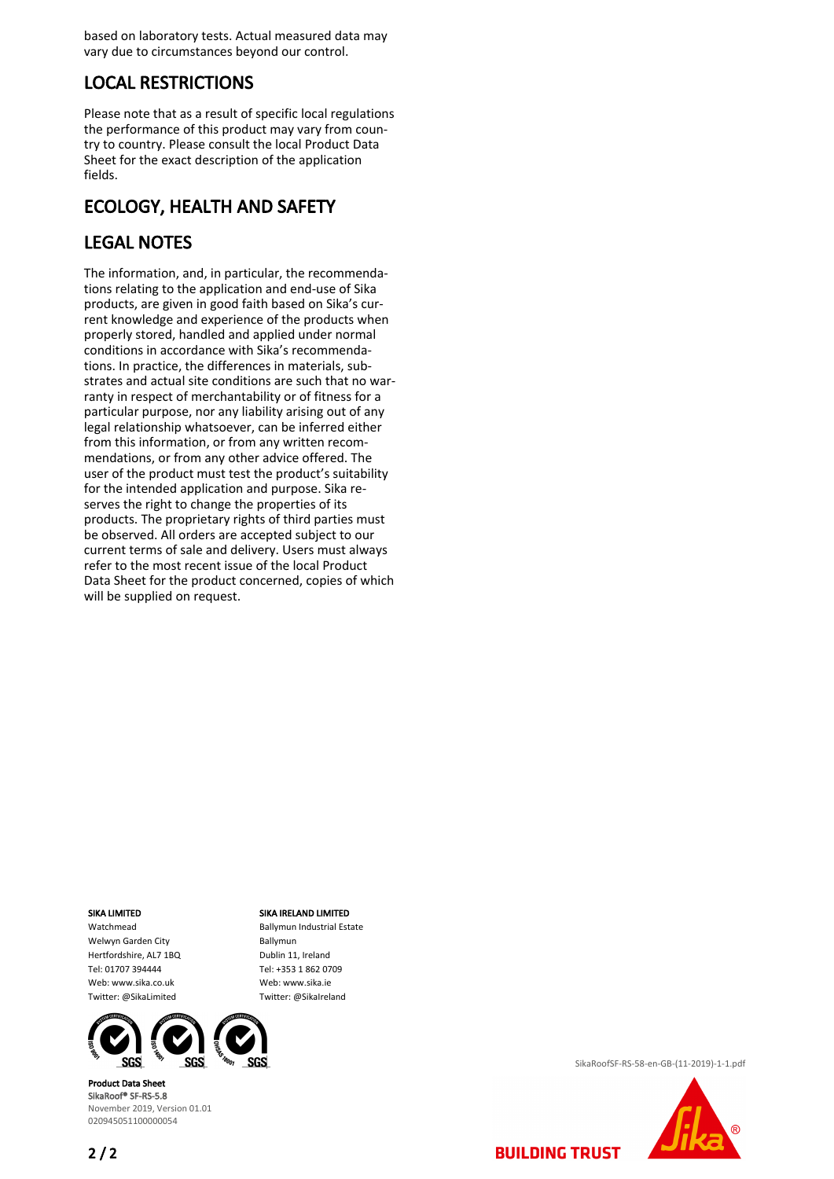based on laboratory tests. Actual measured data may vary due to circumstances beyond our control.

## LOCAL RESTRICTIONS

Please note that as a result of specific local regulations the performance of this product may vary from country to country. Please consult the local Product Data Sheet for the exact description of the application fields.

## ECOLOGY, HEALTH AND SAFETY

## LEGAL NOTES

The information, and, in particular, the recommendations relating to the application and end-use of Sika products, are given in good faith based on Sika's current knowledge and experience of the products when properly stored, handled and applied under normal conditions in accordance with Sika's recommendations. In practice, the differences in materials, substrates and actual site conditions are such that no warranty in respect of merchantability or of fitness for a particular purpose, nor any liability arising out of any legal relationship whatsoever, can be inferred either from this information, or from any written recommendations, or from any other advice offered. The user of the product must test the product's suitability for the intended application and purpose. Sika reserves the right to change the properties of its products. The proprietary rights of third parties must be observed. All orders are accepted subject to our current terms of sale and delivery. Users must always refer to the most recent issue of the local Product Data Sheet for the product concerned, copies of which will be supplied on request.

**SIKA LIMITED**
Watchmead
Welwyn Garden City
Hertfordshire, AL7 1BQ
Tel: 01707 394444
Web: www.sika.co.uk
Twitter: @SikaLimited

**SIKA IRELAND LIMITED**
Ballymun Industrial Estate
Ballymun
Dublin 11, Ireland
Tel: +353 1 862 0709
Web: www.sika.ie
Twitter: @SikaIreland

**Product Data Sheet**
**SikaRoof® SF-RS-5.8**
November 2019, Version 01.01
020945051100000054

SikaRoofSF-RS-58-en-GB-(11-2019)-1-1.pdf

**BUILDING TRUST**